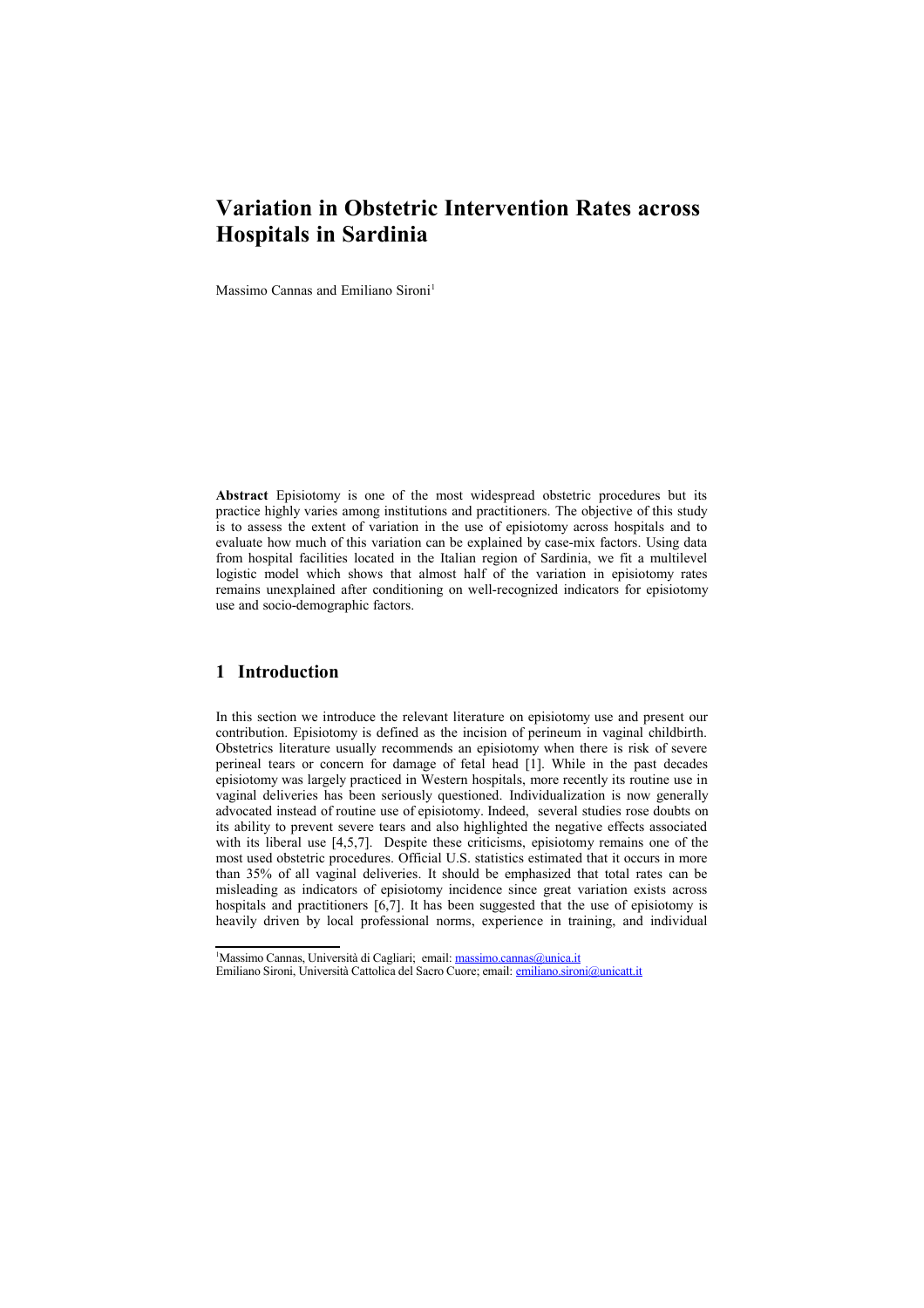# Variation in Obstetric Intervention Rates across Hospitals in Sardinia

Massimo Cannas and Emiliano Sironi[1]

**Abstract** Episiotomy is one of the most widespread obstetric procedures but its practice highly varies among institutions and practitioners. The objective of this study is to assess the extent of variation in the use of episiotomy across hospitals and to evaluate how much of this variation can be explained by case-mix factors. Using data from hospital facilities located in the Italian region of Sardinia, we fit a multilevel logistic model which shows that almost half of the variation in episiotomy rates remains unexplained after conditioning on well-recognized indicators for episiotomy use and socio-demographic factors.

## 1 Introduction

In this section we introduce the relevant literature on episiotomy use and present our contribution. Episiotomy is defined as the incision of perineum in vaginal childbirth. Obstetrics literature usually recommends an episiotomy when there is risk of severe perineal tears or concern for damage of fetal head [1]. While in the past decades episiotomy was largely practiced in Western hospitals, more recently its routine use in vaginal deliveries has been seriously questioned. Individualization is now generally advocated instead of routine use of episiotomy. Indeed, several studies rose doubts on its ability to prevent severe tears and also highlighted the negative effects associated with its liberal use [4,5,7]. Despite these criticisms, episiotomy remains one of the most used obstetric procedures. Official U.S. statistics estimated that it occurs in more than 35% of all vaginal deliveries. It should be emphasized that total rates can be misleading as indicators of episiotomy incidence since great variation exists across hospitals and practitioners [6,7]. It has been suggested that the use of episiotomy is heavily driven by local professional norms, experience in training, and individual

[1] Massimo Cannas, Università di Cagliari; email: massimo.cannas@unica.it
Emiliano Sironi, Università Cattolica del Sacro Cuore; email: emiliano.sironi@unicatt.it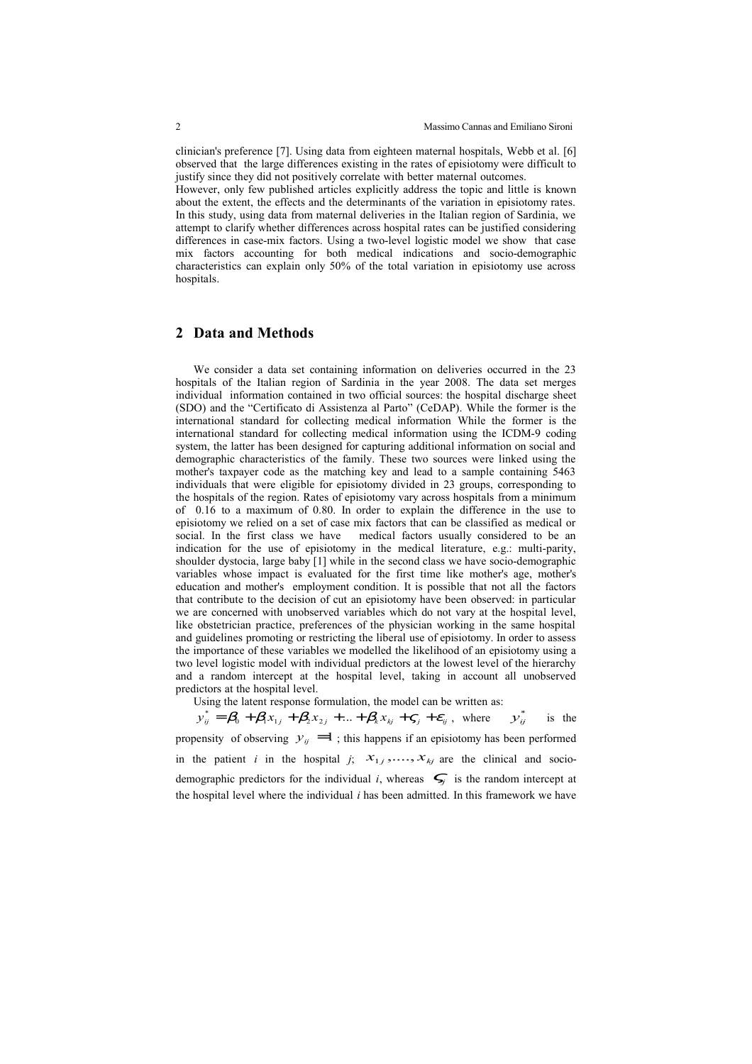clinician's preference [7]. Using data from eighteen maternal hospitals, Webb et al. [6] observed that the large differences existing in the rates of episiotomy were difficult to justify since they did not positively correlate with better maternal outcomes.
However, only few published articles explicitly address the topic and little is known about the extent, the effects and the determinants of the variation in episiotomy rates. In this study, using data from maternal deliveries in the Italian region of Sardinia, we attempt to clarify whether differences across hospital rates can be justified considering differences in case-mix factors. Using a two-level logistic model we show that case mix factors accounting for both medical indications and socio-demographic characteristics can explain only 50% of the total variation in episiotomy use across hospitals.

## 2 Data and Methods

We consider a data set containing information on deliveries occurred in the 23 hospitals of the Italian region of Sardinia in the year 2008. The data set merges individual information contained in two official sources: the hospital discharge sheet (SDO) and the "Certificato di Assistenza al Parto" (CeDAP). While the former is the international standard for collecting medical information While the former is the international standard for collecting medical information using the ICDM-9 coding system, the latter has been designed for capturing additional information on social and demographic characteristics of the family. These two sources were linked using the mother's taxpayer code as the matching key and lead to a sample containing 5463 individuals that were eligible for episiotomy divided in 23 groups, corresponding to the hospitals of the region. Rates of episiotomy vary across hospitals from a minimum of 0.16 to a maximum of 0.80. In order to explain the difference in the use to episiotomy we relied on a set of case mix factors that can be classified as medical or social. In the first class we have medical factors usually considered to be an indication for the use of episiotomy in the medical literature, e.g.: multi-parity, shoulder dystocia, large baby [1] while in the second class we have socio-demographic variables whose impact is evaluated for the first time like mother's age, mother's education and mother's employment condition. It is possible that not all the factors that contribute to the decision of cut an episiotomy have been observed: in particular we are concerned with unobserved variables which do not vary at the hospital level, like obstetrician practice, preferences of the physician working in the same hospital and guidelines promoting or restricting the liberal use of episiotomy. In order to assess the importance of these variables we modelled the likelihood of an episiotomy using a two level logistic model with individual predictors at the lowest level of the hierarchy and a random intercept at the hospital level, taking in account all unobserved predictors at the hospital level.

Using the latent response formulation, the model can be written as:

$y_{ij}^{*} = \beta_0 + \beta_1 x_{1j} + \beta_2 x_{2j} + ... + \beta_k x_{kj} + \varsigma_j + \varepsilon_{ij}$, where $y_{ij}^{*}$ is the propensity of observing $y_{ij} = 1$; this happens if an episiotomy has been performed in the patient $i$ in the hospital $j$; $x_{1j}, \ldots, x_{kj}$ are the clinical and socio-demographic predictors for the individual $i$, whereas $\varsigma_j$ is the random intercept at the hospital level where the individual $i$ has been admitted. In this framework we have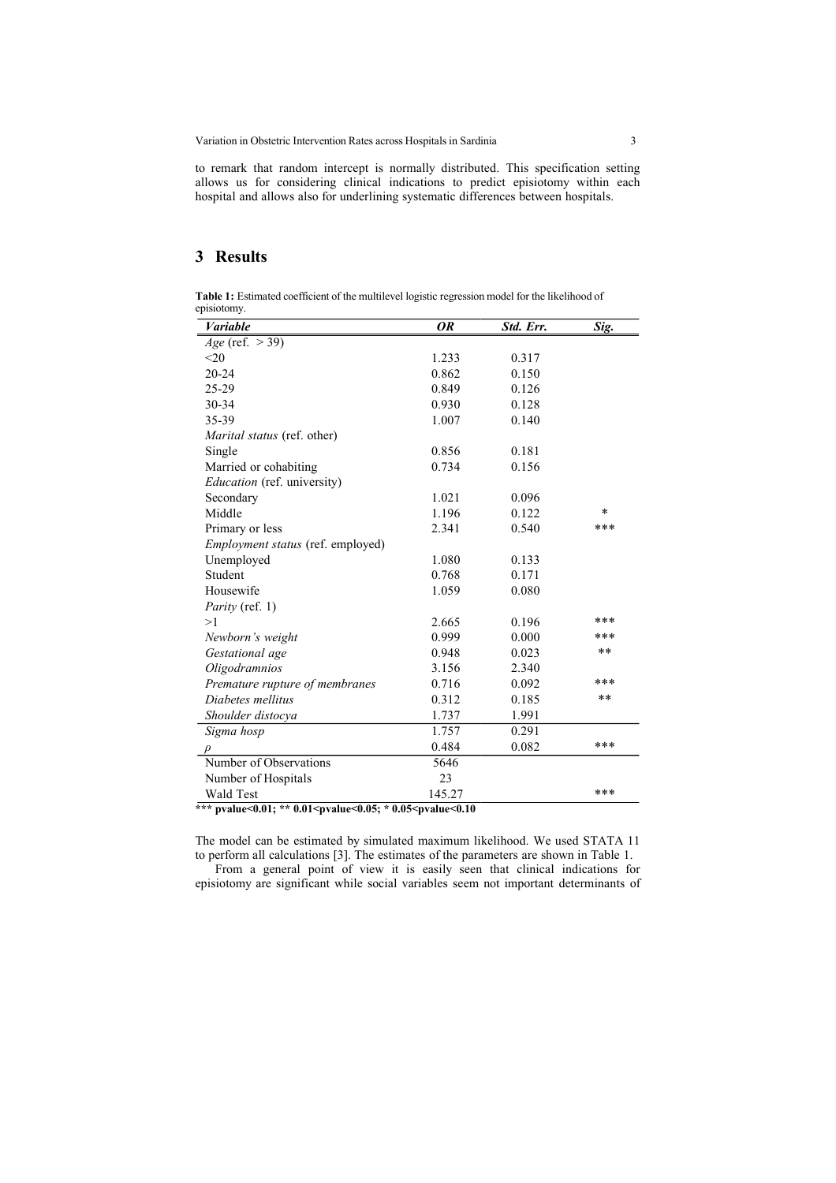to remark that random intercept is normally distributed. This specification setting allows us for considering clinical indications to predict episiotomy within each hospital and allows also for underlining systematic differences between hospitals.

## 3 Results

**Table 1:** Estimated coefficient of the multilevel logistic regression model for the likelihood of episiotomy.

| *Variable* | *OR* | *Std. Err.* | *Sig.* |
|---|---|---|---|
| *Age* (ref. > 39) | | | |
| <20 | 1.233 | 0.317 | |
| 20-24 | 0.862 | 0.150 | |
| 25-29 | 0.849 | 0.126 | |
| 30-34 | 0.930 | 0.128 | |
| 35-39 | 1.007 | 0.140 | |
| *Marital status* (ref. other) | | | |
| Single | 0.856 | 0.181 | |
| Married or cohabiting | 0.734 | 0.156 | |
| *Education* (ref. university) | | | |
| Secondary | 1.021 | 0.096 | |
| Middle | 1.196 | 0.122 | * |
| Primary or less | 2.341 | 0.540 | *** |
| *Employment status* (ref. employed) | | | |
| Unemployed | 1.080 | 0.133 | |
| Student | 0.768 | 0.171 | |
| Housewife | 1.059 | 0.080 | |
| *Parity* (ref. 1) | | | |
| >1 | 2.665 | 0.196 | *** |
| *Newborn's weight* | 0.999 | 0.000 | *** |
| *Gestational age* | 0.948 | 0.023 | ** |
| *Oligodramnios* | 3.156 | 2.340 | |
| *Premature rupture of membranes* | 0.716 | 0.092 | *** |
| *Diabetes mellitus* | 0.312 | 0.185 | ** |
| *Shoulder distocya* | 1.737 | 1.991 | |
| *Sigma hosp* | 1.757 | 0.291 | |
| $\rho$ | 0.484 | 0.082 | *** |
| Number of Observations | 5646 | | |
| Number of Hospitals | 23 | | |
| Wald Test | 145.27 | | *** |

**\*\*\* pvalue<0.01; \*\* 0.01<pvalue<0.05; \* 0.05<pvalue<0.10**

The model can be estimated by simulated maximum likelihood. We used STATA 11 to perform all calculations [3]. The estimates of the parameters are shown in Table 1.

From a general point of view it is easily seen that clinical indications for episiotomy are significant while social variables seem not important determinants of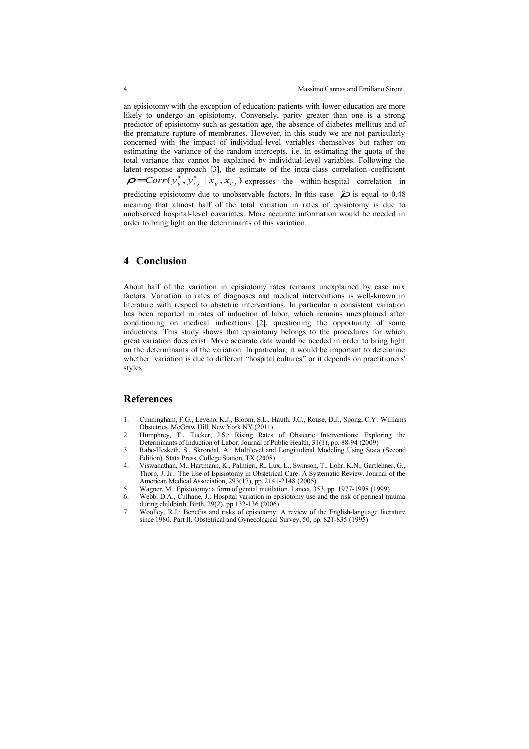an episiotomy with the exception of education: patients with lower education are more likely to undergo an episiotomy. Conversely, parity greater than one is a strong predictor of episiotomy such as gestation age, the absence of diabetes mellitus and of the premature rupture of membranes. However, in this study we are not particularly concerned with the impact of individual-level variables themselves but rather on estimating the variance of the random intercepts, i.e. in estimating the quota of the total variance that cannot be explained by individual-level variables. Following the latent-response approach [3], the estimate of the intra-class correlation coefficient $\rho = Corr(y^*_{ij}, y^*_{i'j} \mid x_{ij}, x_{i'j})$ expresses the within-hospital correlation in predicting episiotomy due to unobservable factors. In this case $\hat{\rho}$ is equal to 0.48 meaning that almost half of the total variation in rates of episiotomy is due to unobserved hospital-level covariates. More accurate information would be needed in order to bring light on the determinants of this variation.

## 4 Conclusion

About half of the variation in episiotomy rates remains unexplained by case mix factors. Variation in rates of diagnoses and medical interventions is well-known in literature with respect to obstetric interventions. In particular a consistent variation has been reported in rates of induction of labor, which remains unexplained after conditioning on medical indications [2], questioning the opportunity of some inductions. This study shows that episiotomy belongs to the procedures for which great variation does exist. More accurate data would be needed in order to bring light on the determinants of the variation. In particular, it would be important to determine whether variation is due to different "hospital cultures" or it depends on practitioners' styles.

## References

1. Cunningham, F.G., Leveno, K.J., Bloom, S.L., Hauth, J.C., Rouse, D.J., Spong, C.Y: Williams Obstetrics. McGraw Hill, New York NY (2011)
2. Humphrey, T., Tucker, J.S.: Rising Rates of Obstetric Interventions: Exploring the Determinants of Induction of Labor. Journal of Public Health, 31(1), pp. 88-94 (2009)
3. Rabe-Hesketh, S., Skrondal, A.: Multilevel and Longitudinal Modeling Using Stata (Second Edition). Stata Press, College Station, TX (2008).
4. Viswanathan, M., Hartmann, K., Palmieri, R., Lux, L., Swinson, T., Lohr, K.N., Gartlehner, G., Thorp, J. Jr.: The Use of Episiotomy in Obstetrical Care: A Systematic Review. Journal of the American Medical Association, 293(17), pp. 2141-2148 (2005)
5. Wagner, M.: Episiotomy: a form of genital mutilation. Lancet, 353, pp. 1977-1998 (1999)
6. Webb, D.A., Culhane, J.: Hospital variation in episiotomy use and the risk of perineal trauma during childbirth. Birth, 29(2), pp.132-136 (2006)
7. Woolley, R.J.: Benefits and risks of episiotomy: A review of the English-language literature since 1980. Part II. Obstetrical and Gynecological Survey, 50, pp. 821-835 (1995)